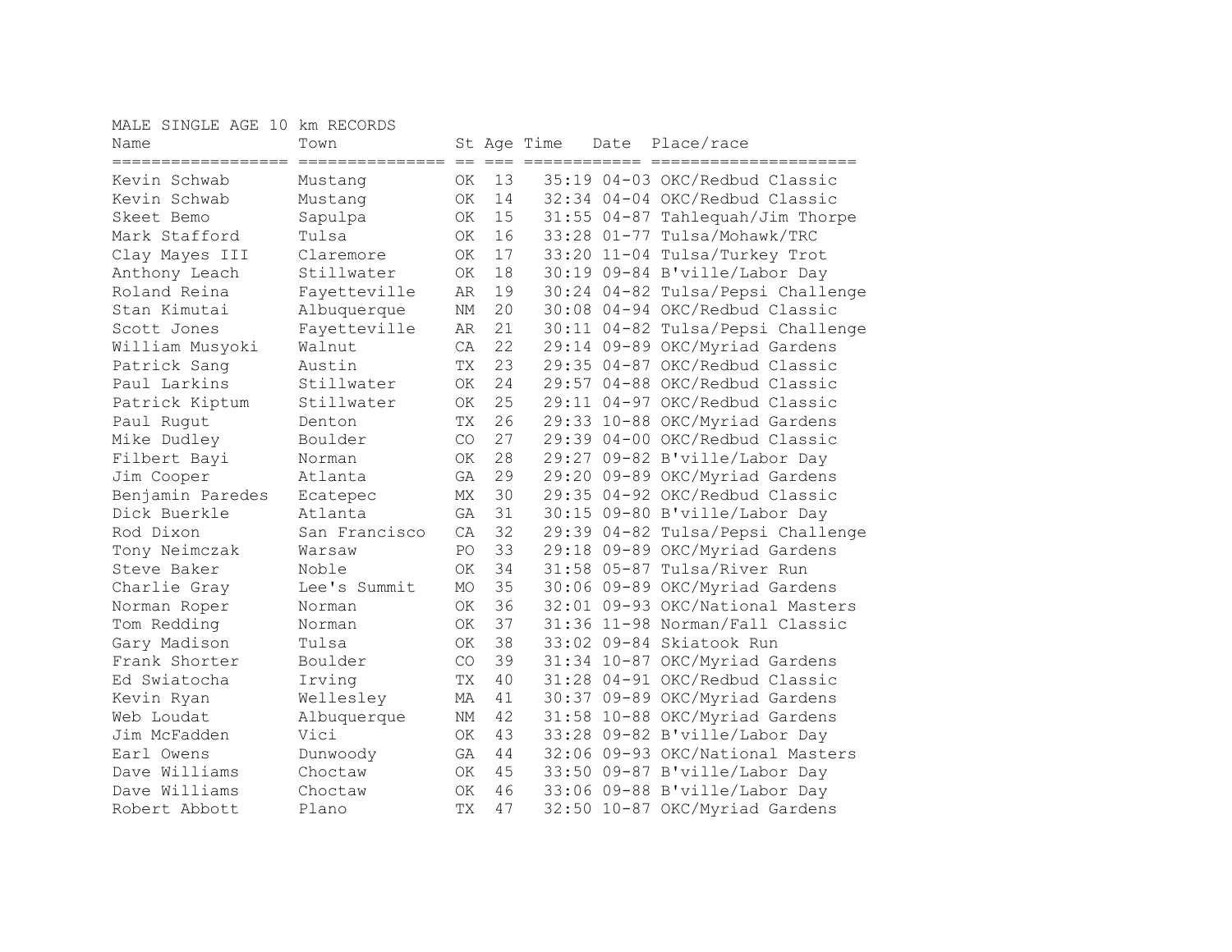MALE SINGLE AGE 10 km RECORDS

| Name | Town | St | Age | Time | Date | Place/race |
|---|---|---|---|---|---|---|
| Kevin Schwab | Mustang | OK | 13 | 35:19 | 04-03 | OKC/Redbud Classic |
| Kevin Schwab | Mustang | OK | 14 | 32:34 | 04-04 | OKC/Redbud Classic |
| Skeet Bemo | Sapulpa | OK | 15 | 31:55 | 04-87 | Tahlequah/Jim Thorpe |
| Mark Stafford | Tulsa | OK | 16 | 33:28 | 01-77 | Tulsa/Mohawk/TRC |
| Clay Mayes III | Claremore | OK | 17 | 33:20 | 11-04 | Tulsa/Turkey Trot |
| Anthony Leach | Stillwater | OK | 18 | 30:19 | 09-84 | B'ville/Labor Day |
| Roland Reina | Fayetteville | AR | 19 | 30:24 | 04-82 | Tulsa/Pepsi Challenge |
| Stan Kimutai | Albuquerque | NM | 20 | 30:08 | 04-94 | OKC/Redbud Classic |
| Scott Jones | Fayetteville | AR | 21 | 30:11 | 04-82 | Tulsa/Pepsi Challenge |
| William Musyoki | Walnut | CA | 22 | 29:14 | 09-89 | OKC/Myriad Gardens |
| Patrick Sang | Austin | TX | 23 | 29:35 | 04-87 | OKC/Redbud Classic |
| Paul Larkins | Stillwater | OK | 24 | 29:57 | 04-88 | OKC/Redbud Classic |
| Patrick Kiptum | Stillwater | OK | 25 | 29:11 | 04-97 | OKC/Redbud Classic |
| Paul Rugut | Denton | TX | 26 | 29:33 | 10-88 | OKC/Myriad Gardens |
| Mike Dudley | Boulder | CO | 27 | 29:39 | 04-00 | OKC/Redbud Classic |
| Filbert Bayi | Norman | OK | 28 | 29:27 | 09-82 | B'ville/Labor Day |
| Jim Cooper | Atlanta | GA | 29 | 29:20 | 09-89 | OKC/Myriad Gardens |
| Benjamin Paredes | Ecatepec | MX | 30 | 29:35 | 04-92 | OKC/Redbud Classic |
| Dick Buerkle | Atlanta | GA | 31 | 30:15 | 09-80 | B'ville/Labor Day |
| Rod Dixon | San Francisco | CA | 32 | 29:39 | 04-82 | Tulsa/Pepsi Challenge |
| Tony Neimczak | Warsaw | PO | 33 | 29:18 | 09-89 | OKC/Myriad Gardens |
| Steve Baker | Noble | OK | 34 | 31:58 | 05-87 | Tulsa/River Run |
| Charlie Gray | Lee's Summit | MO | 35 | 30:06 | 09-89 | OKC/Myriad Gardens |
| Norman Roper | Norman | OK | 36 | 32:01 | 09-93 | OKC/National Masters |
| Tom Redding | Norman | OK | 37 | 31:36 | 11-98 | Norman/Fall Classic |
| Gary Madison | Tulsa | OK | 38 | 33:02 | 09-84 | Skiatook Run |
| Frank Shorter | Boulder | CO | 39 | 31:34 | 10-87 | OKC/Myriad Gardens |
| Ed Swiatocha | Irving | TX | 40 | 31:28 | 04-91 | OKC/Redbud Classic |
| Kevin Ryan | Wellesley | MA | 41 | 30:37 | 09-89 | OKC/Myriad Gardens |
| Web Loudat | Albuquerque | NM | 42 | 31:58 | 10-88 | OKC/Myriad Gardens |
| Jim McFadden | Vici | OK | 43 | 33:28 | 09-82 | B'ville/Labor Day |
| Earl Owens | Dunwoody | GA | 44 | 32:06 | 09-93 | OKC/National Masters |
| Dave Williams | Choctaw | OK | 45 | 33:50 | 09-87 | B'ville/Labor Day |
| Dave Williams | Choctaw | OK | 46 | 33:06 | 09-88 | B'ville/Labor Day |
| Robert Abbott | Plano | TX | 47 | 32:50 | 10-87 | OKC/Myriad Gardens |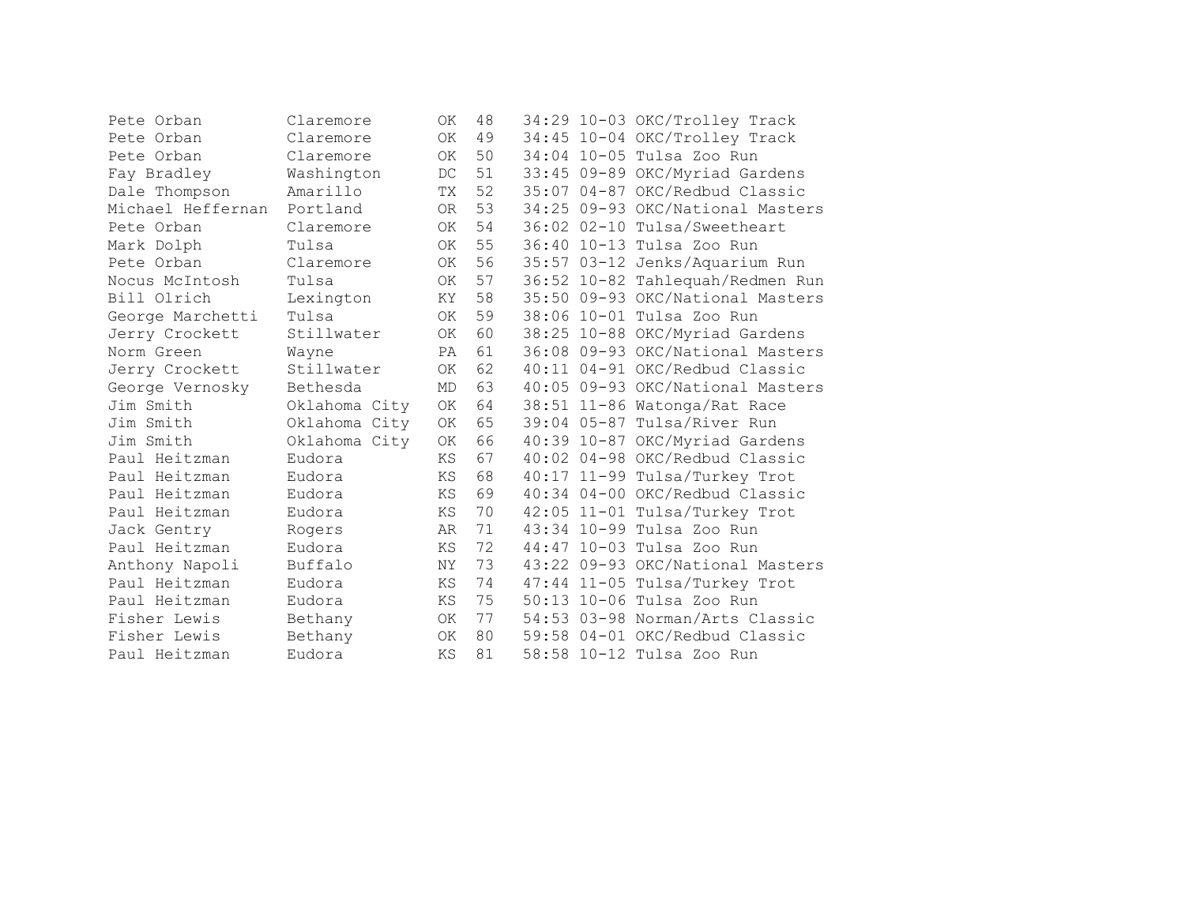| | | | | | | |
|---|---|---|---|---|---|---|
| Pete Orban | Claremore | OK | 48 | 34:29 | 10-03 | OKC/Trolley Track |
| Pete Orban | Claremore | OK | 49 | 34:45 | 10-04 | OKC/Trolley Track |
| Pete Orban | Claremore | OK | 50 | 34:04 | 10-05 | Tulsa Zoo Run |
| Fay Bradley | Washington | DC | 51 | 33:45 | 09-89 | OKC/Myriad Gardens |
| Dale Thompson | Amarillo | TX | 52 | 35:07 | 04-87 | OKC/Redbud Classic |
| Michael Heffernan | Portland | OR | 53 | 34:25 | 09-93 | OKC/National Masters |
| Pete Orban | Claremore | OK | 54 | 36:02 | 02-10 | Tulsa/Sweetheart |
| Mark Dolph | Tulsa | OK | 55 | 36:40 | 10-13 | Tulsa Zoo Run |
| Pete Orban | Claremore | OK | 56 | 35:57 | 03-12 | Jenks/Aquarium Run |
| Nocus McIntosh | Tulsa | OK | 57 | 36:52 | 10-82 | Tahlequah/Redmen Run |
| Bill Olrich | Lexington | KY | 58 | 35:50 | 09-93 | OKC/National Masters |
| George Marchetti | Tulsa | OK | 59 | 38:06 | 10-01 | Tulsa Zoo Run |
| Jerry Crockett | Stillwater | OK | 60 | 38:25 | 10-88 | OKC/Myriad Gardens |
| Norm Green | Wayne | PA | 61 | 36:08 | 09-93 | OKC/National Masters |
| Jerry Crockett | Stillwater | OK | 62 | 40:11 | 04-91 | OKC/Redbud Classic |
| George Vernosky | Bethesda | MD | 63 | 40:05 | 09-93 | OKC/National Masters |
| Jim Smith | Oklahoma City | OK | 64 | 38:51 | 11-86 | Watonga/Rat Race |
| Jim Smith | Oklahoma City | OK | 65 | 39:04 | 05-87 | Tulsa/River Run |
| Jim Smith | Oklahoma City | OK | 66 | 40:39 | 10-87 | OKC/Myriad Gardens |
| Paul Heitzman | Eudora | KS | 67 | 40:02 | 04-98 | OKC/Redbud Classic |
| Paul Heitzman | Eudora | KS | 68 | 40:17 | 11-99 | Tulsa/Turkey Trot |
| Paul Heitzman | Eudora | KS | 69 | 40:34 | 04-00 | OKC/Redbud Classic |
| Paul Heitzman | Eudora | KS | 70 | 42:05 | 11-01 | Tulsa/Turkey Trot |
| Jack Gentry | Rogers | AR | 71 | 43:34 | 10-99 | Tulsa Zoo Run |
| Paul Heitzman | Eudora | KS | 72 | 44:47 | 10-03 | Tulsa Zoo Run |
| Anthony Napoli | Buffalo | NY | 73 | 43:22 | 09-93 | OKC/National Masters |
| Paul Heitzman | Eudora | KS | 74 | 47:44 | 11-05 | Tulsa/Turkey Trot |
| Paul Heitzman | Eudora | KS | 75 | 50:13 | 10-06 | Tulsa Zoo Run |
| Fisher Lewis | Bethany | OK | 77 | 54:53 | 03-98 | Norman/Arts Classic |
| Fisher Lewis | Bethany | OK | 80 | 59:58 | 04-01 | OKC/Redbud Classic |
| Paul Heitzman | Eudora | KS | 81 | 58:58 | 10-12 | Tulsa Zoo Run |